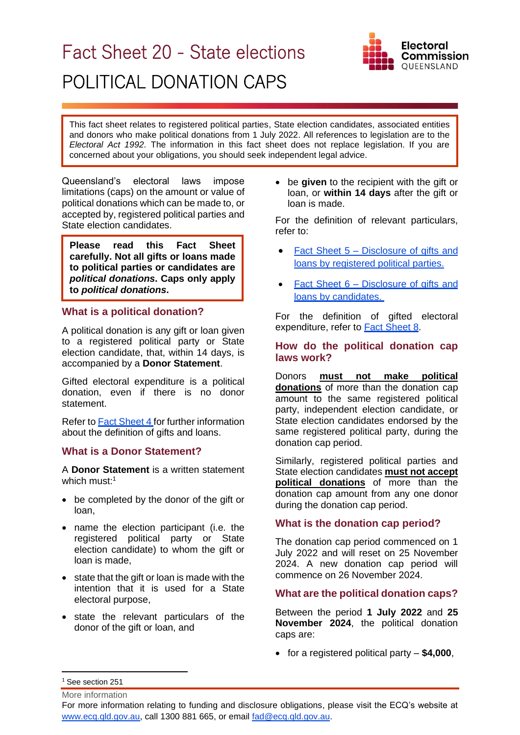# Fact Sheet 20 - State elections

# POLITICAL DONATION CAPS

This fact sheet relates to registered political parties, State election candidates, associated entities and donors who make political donations from 1 July 2022. All references to legislation are to the *Electoral Act 1992*. The information in this fact sheet does not replace legislation. If you are concerned about your obligations, you should seek independent legal advice.

Queensland's electoral laws impose limitations (caps) on the amount or value of political donations which can be made to, or accepted by, registered political parties and State election candidates.

**Please read this Fact Sheet carefully. Not all gifts or loans made to political parties or candidates are *political donations*. Caps only apply to *political donations*.**

## What is a political donation?

A political donation is any gift or loan given to a registered political party or State election candidate, that, within 14 days, is accompanied by a **Donor Statement**.

Gifted electoral expenditure is a political donation, even if there is no donor statement.

Refer to [Fact Sheet 4](#) for further information about the definition of gifts and loans.

## What is a Donor Statement?

A **Donor Statement** is a written statement which must:[1]

- be completed by the donor of the gift or loan,
- name the election participant (i.e. the registered political party or State election candidate) to whom the gift or loan is made,
- state that the gift or loan is made with the intention that it is used for a State electoral purpose,
- state the relevant particulars of the donor of the gift or loan, and
- be **given** to the recipient with the gift or loan, or **within 14 days** after the gift or loan is made.

For the definition of relevant particulars, refer to:

- [Fact Sheet 5 – Disclosure of gifts and loans by registered political parties.](#)
- [Fact Sheet 6 – Disclosure of gifts and loans by candidates.](#)

For the definition of gifted electoral expenditure, refer to [Fact Sheet 8](#).

## How do the political donation cap laws work?

Donors **must not make political donations** of more than the donation cap amount to the same registered political party, independent election candidate, or State election candidates endorsed by the same registered political party, during the donation cap period.

Similarly, registered political parties and State election candidates **must not accept political donations** of more than the donation cap amount from any one donor during the donation cap period.

## What is the donation cap period?

The donation cap period commenced on 1 July 2022 and will reset on 25 November 2024. A new donation cap period will commence on 26 November 2024.

## What are the political donation caps?

Between the period **1 July 2022** and **25 November 2024**, the political donation caps are:

- for a registered political party – **$4,000**,

[1] See section 251

More information

For more information relating to funding and disclosure obligations, please visit the ECQ's website at www.ecq.qld.gov.au, call 1300 881 665, or email fad@ecq.qld.gov.au.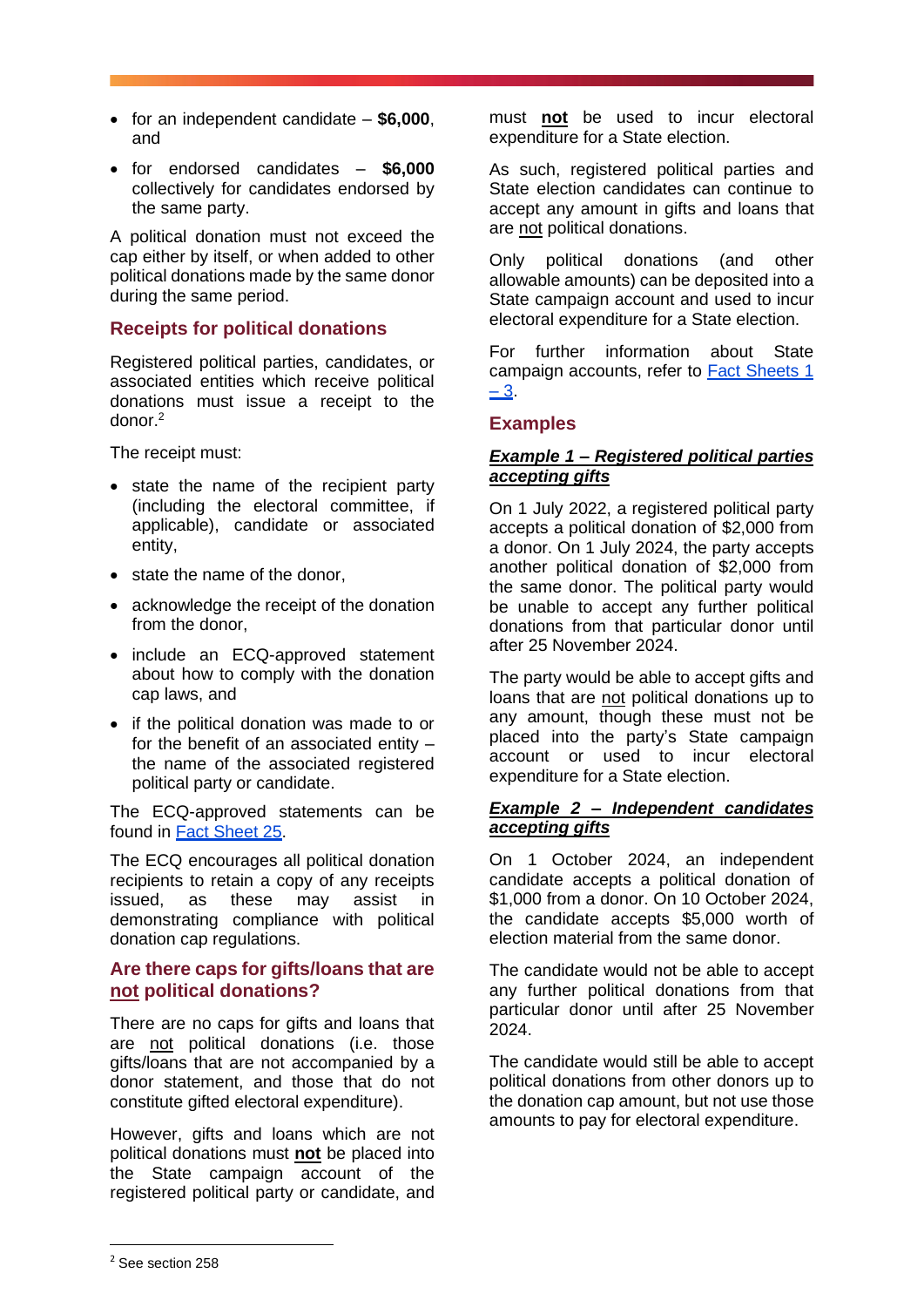- for an independent candidate – **$6,000**, and
- for endorsed candidates – **$6,000** collectively for candidates endorsed by the same party.

A political donation must not exceed the cap either by itself, or when added to other political donations made by the same donor during the same period.

## Receipts for political donations

Registered political parties, candidates, or associated entities which receive political donations must issue a receipt to the donor.[2]

The receipt must:

- state the name of the recipient party (including the electoral committee, if applicable), candidate or associated entity,
- state the name of the donor,
- acknowledge the receipt of the donation from the donor,
- include an ECQ-approved statement about how to comply with the donation cap laws, and
- if the political donation was made to or for the benefit of an associated entity – the name of the associated registered political party or candidate.

The ECQ-approved statements can be found in [Fact Sheet 25](Fact Sheet 25).

The ECQ encourages all political donation recipients to retain a copy of any receipts issued, as these may assist in demonstrating compliance with political donation cap regulations.

## Are there caps for gifts/loans that are <u>not</u> political donations?

There are no caps for gifts and loans that are <u>not</u> political donations (i.e. those gifts/loans that are not accompanied by a donor statement, and those that do not constitute gifted electoral expenditure).

However, gifts and loans which are not political donations must **<u>not</u>** be placed into the State campaign account of the registered political party or candidate, and must **<u>not</u>** be used to incur electoral expenditure for a State election.

As such, registered political parties and State election candidates can continue to accept any amount in gifts and loans that are <u>not</u> political donations.

Only political donations (and other allowable amounts) can be deposited into a State campaign account and used to incur electoral expenditure for a State election.

For further information about State campaign accounts, refer to [Fact Sheets 1 – 3](Fact Sheets 1 – 3).

## Examples

### ***<u>Example 1 – Registered political parties accepting gifts</u>***

On 1 July 2022, a registered political party accepts a political donation of $2,000 from a donor. On 1 July 2024, the party accepts another political donation of $2,000 from the same donor. The political party would be unable to accept any further political donations from that particular donor until after 25 November 2024.

The party would be able to accept gifts and loans that are <u>not</u> political donations up to any amount, though these must not be placed into the party's State campaign account or used to incur electoral expenditure for a State election.

### ***<u>Example 2 – Independent candidates accepting gifts</u>***

On 1 October 2024, an independent candidate accepts a political donation of $1,000 from a donor. On 10 October 2024, the candidate accepts $5,000 worth of election material from the same donor.

The candidate would not be able to accept any further political donations from that particular donor until after 25 November 2024.

The candidate would still be able to accept political donations from other donors up to the donation cap amount, but not use those amounts to pay for electoral expenditure.

---

[2] See section 258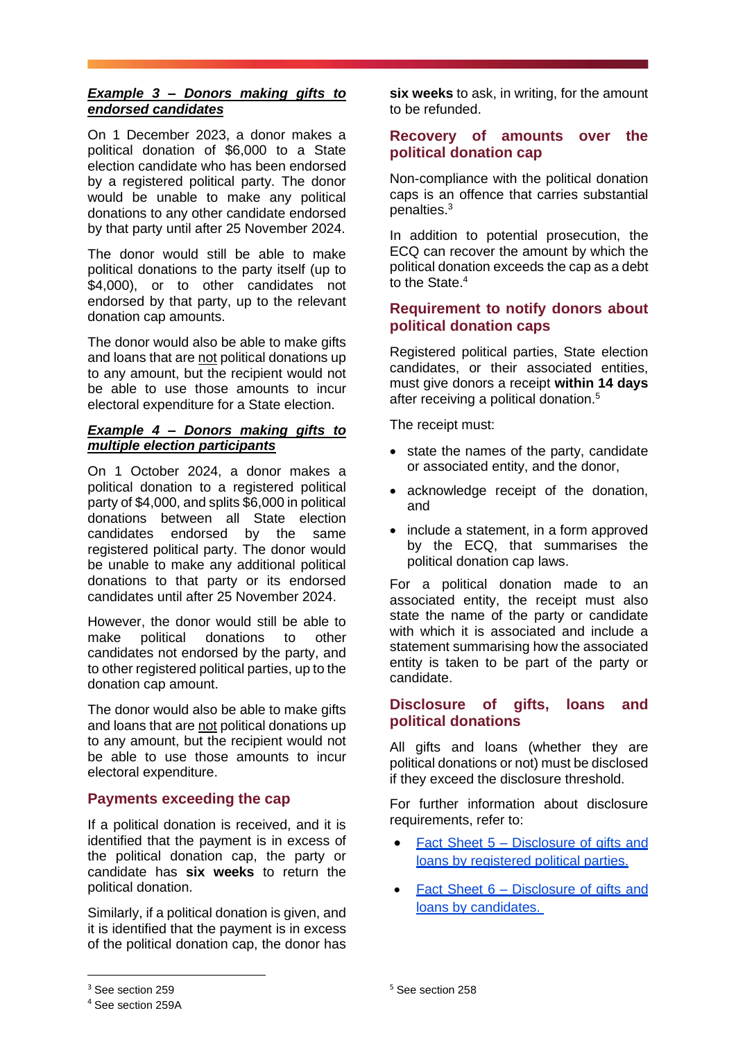***Example 3 – Donors making gifts to endorsed candidates***

On 1 December 2023, a donor makes a political donation of $6,000 to a State election candidate who has been endorsed by a registered political party. The donor would be unable to make any political donations to any other candidate endorsed by that party until after 25 November 2024.

The donor would still be able to make political donations to the party itself (up to $4,000), or to other candidates not endorsed by that party, up to the relevant donation cap amounts.

The donor would also be able to make gifts and loans that are not political donations up to any amount, but the recipient would not be able to use those amounts to incur electoral expenditure for a State election.

***Example 4 – Donors making gifts to multiple election participants***

On 1 October 2024, a donor makes a political donation to a registered political party of $4,000, and splits $6,000 in political donations between all State election candidates endorsed by the same registered political party. The donor would be unable to make any additional political donations to that party or its endorsed candidates until after 25 November 2024.

However, the donor would still be able to make political donations to other candidates not endorsed by the party, and to other registered political parties, up to the donation cap amount.

The donor would also be able to make gifts and loans that are not political donations up to any amount, but the recipient would not be able to use those amounts to incur electoral expenditure.

## Payments exceeding the cap

If a political donation is received, and it is identified that the payment is in excess of the political donation cap, the party or candidate has **six weeks** to return the political donation.

Similarly, if a political donation is given, and it is identified that the payment is in excess of the political donation cap, the donor has **six weeks** to ask, in writing, for the amount to be refunded.

## Recovery of amounts over the political donation cap

Non-compliance with the political donation caps is an offence that carries substantial penalties.[3]

In addition to potential prosecution, the ECQ can recover the amount by which the political donation exceeds the cap as a debt to the State.[4]

## Requirement to notify donors about political donation caps

Registered political parties, State election candidates, or their associated entities, must give donors a receipt **within 14 days** after receiving a political donation.[5]

The receipt must:

- state the names of the party, candidate or associated entity, and the donor,
- acknowledge receipt of the donation, and
- include a statement, in a form approved by the ECQ, that summarises the political donation cap laws.

For a political donation made to an associated entity, the receipt must also state the name of the party or candidate with which it is associated and include a statement summarising how the associated entity is taken to be part of the party or candidate.

## Disclosure of gifts, loans and political donations

All gifts and loans (whether they are political donations or not) must be disclosed if they exceed the disclosure threshold.

For further information about disclosure requirements, refer to:

- [Fact Sheet 5 – Disclosure of gifts and loans by registered political parties.]
- [Fact Sheet 6 – Disclosure of gifts and loans by candidates.]

[3] See section 259

[4] See section 259A

[5] See section 258